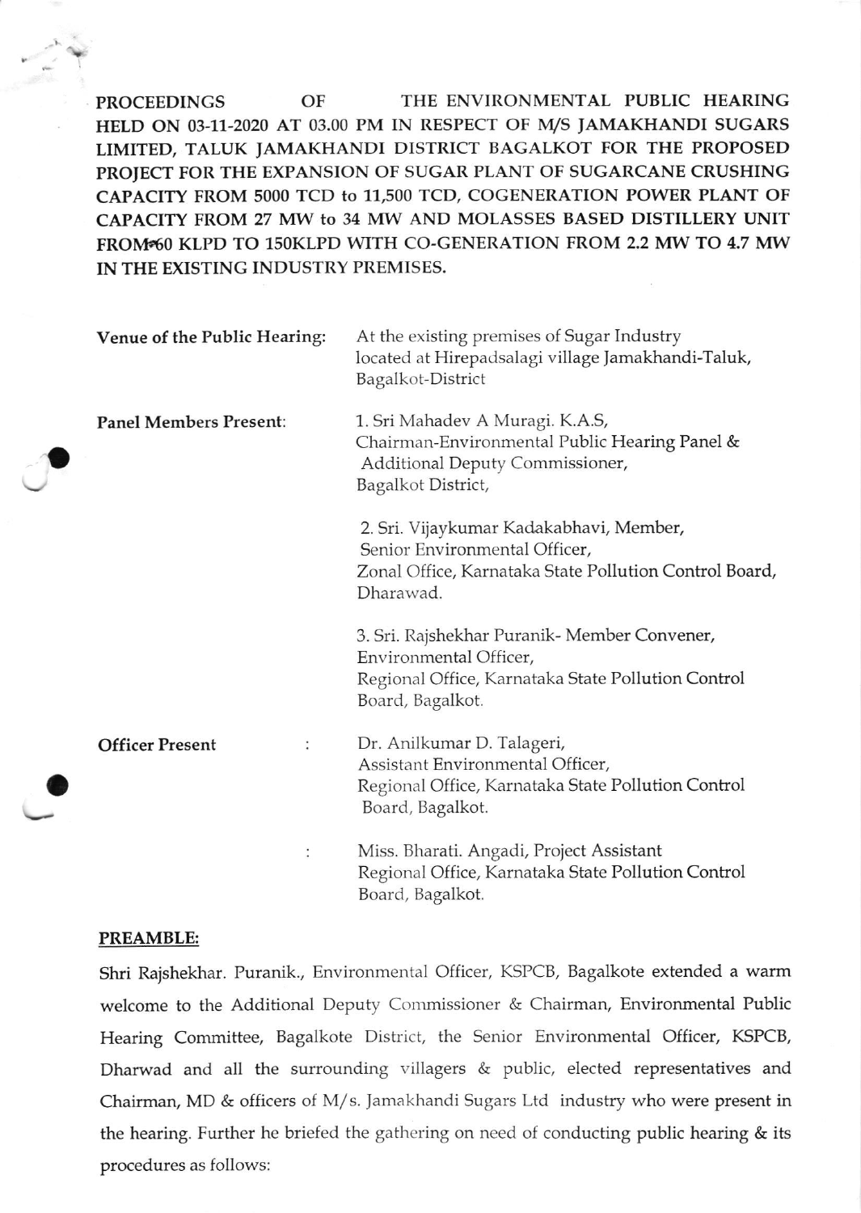**PROCEEDINGS OF THE ENVIRONMENTAL PUBLIC HEARING HELD ON 03-11-2020 AT 03.00 PM IN RESPECT OF M/S JAMAKHANDI SUGARS LIMITED, TALUK JAMAKHANDI DISTRICT BAGALKOT FOR THE PROPOSED PROJECT FOR THE EXPANSION OF SUGAR PLANT OF SUGARCANE CRUSHING CAPACITY FROM 5000 TCD to 11,500 TCD, COGENERATION POWER PLANT OF CAPACITY FROM 27 MW to 34 MW AND MOLASSES BASED DISTILLERY UNIT FROM 60 KLPD TO 150KLPD WITH CO-GENERATION FROM 2.2 MW TO 4.7 MW IN THE EXISTING INDUSTRY PREMISES.**

**Venue of the Public Hearing:** At the existing premises of Sugar Industry located at Hirepadsalagi village Jamakhandi-Taluk, Bagalkot-District

**Panel Members Present:**

1. Sri Mahadev A Muragi. K.A.S,
Chairman-Environmental Public Hearing Panel &
Additional Deputy Commissioner,
Bagalkot District,

2. Sri. Vijaykumar Kadakabhavi, Member,
Senior Environmental Officer,
Zonal Office, Karnataka State Pollution Control Board,
Dharawad.

3. Sri. Rajshekhar Puranik- Member Convener,
Environmental Officer,
Regional Office, Karnataka State Pollution Control Board, Bagalkot.

**Officer Present** :

Dr. Anilkumar D. Talageri,
Assistant Environmental Officer,
Regional Office, Karnataka State Pollution Control Board, Bagalkot.

Miss. Bharati. Angadi, Project Assistant
Regional Office, Karnataka State Pollution Control Board, Bagalkot.

## PREAMBLE:

Shri Rajshekhar. Puranik., Environmental Officer, KSPCB, Bagalkote extended a warm welcome to the Additional Deputy Commissioner & Chairman, Environmental Public Hearing Committee, Bagalkote District, the Senior Environmental Officer, KSPCB, Dharwad and all the surrounding villagers & public, elected representatives and Chairman, MD & officers of M/s. Jamakhandi Sugars Ltd industry who were present in the hearing. Further he briefed the gathering on need of conducting public hearing & its procedures as follows: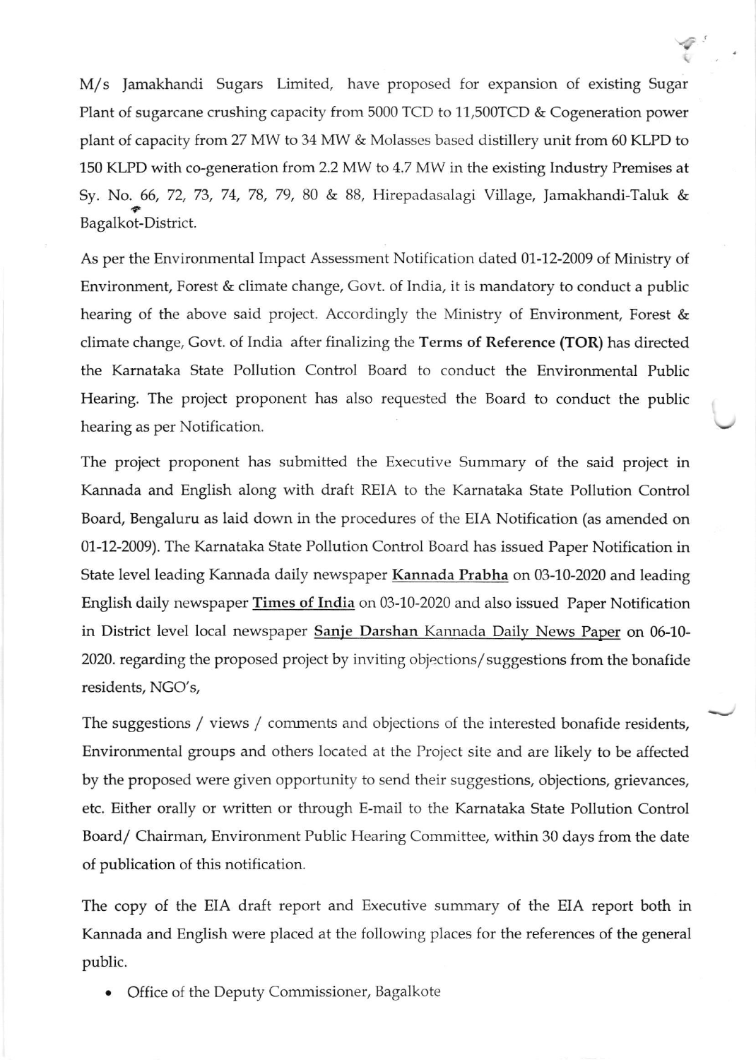M/s Jamakhandi Sugars Limited, have proposed for expansion of existing Sugar Plant of sugarcane crushing capacity from 5000 TCD to 11,500TCD & Cogeneration power plant of capacity from 27 MW to 34 MW & Molasses based distillery unit from 60 KLPD to 150 KLPD with co-generation from 2.2 MW to 4.7 MW in the existing Industry Premises at Sy. No. 66, 72, 73, 74, 78, 79, 80 & 88, Hirepadasalagi Village, Jamakhandi-Taluk & Bagalkot-District.

As per the Environmental Impact Assessment Notification dated 01-12-2009 of Ministry of Environment, Forest & climate change, Govt. of India, it is mandatory to conduct a public hearing of the above said project. Accordingly the Ministry of Environment, Forest & climate change, Govt. of India after finalizing the **Terms of Reference (TOR)** has directed the Karnataka State Pollution Control Board to conduct the Environmental Public Hearing. The project proponent has also requested the Board to conduct the public hearing as per Notification.

The project proponent has submitted the Executive Summary of the said project in Kannada and English along with draft REIA to the Karnataka State Pollution Control Board, Bengaluru as laid down in the procedures of the EIA Notification (as amended on 01-12-2009). The Karnataka State Pollution Control Board has issued Paper Notification in State level leading Kannada daily newspaper <u>Kannada Prabha</u> on 03-10-2020 and leading English daily newspaper <u>Times of India</u> on 03-10-2020 and also issued Paper Notification in District level local newspaper <u>Sanje Darshan Kannada Daily News Paper</u> on 06-10-2020. regarding the proposed project by inviting objections/suggestions from the bonafide residents, NGO's,

The suggestions / views / comments and objections of the interested bonafide residents, Environmental groups and others located at the Project site and are likely to be affected by the proposed were given opportunity to send their suggestions, objections, grievances, etc. Either orally or written or through E-mail to the Karnataka State Pollution Control Board/ Chairman, Environment Public Hearing Committee, within 30 days from the date of publication of this notification.

The copy of the EIA draft report and Executive summary of the EIA report both in Kannada and English were placed at the following places for the references of the general public.

- Office of the Deputy Commissioner, Bagalkote